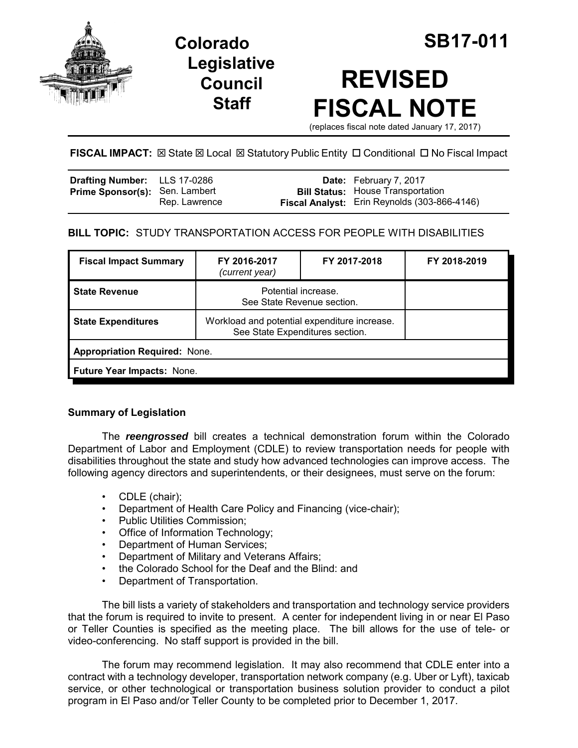# Colorado Legislative Council Staff

# SB17-011

# REVISED FISCAL NOTE

(replaces fiscal note dated January 17, 2017)

**FISCAL IMPACT:** ☒ State ☒ Local ☒ Statutory Public Entity ☐ Conditional ☐ No Fiscal Impact

| | | | |
|---|---|---|---|
| **Drafting Number:** | LLS 17-0286 | **Date:** | February 7, 2017 |
| **Prime Sponsor(s):** | Sen. Lambert<br>Rep. Lawrence | **Bill Status:** | House Transportation |
| | | **Fiscal Analyst:** | Erin Reynolds (303-866-4146) |

**BILL TOPIC:** STUDY TRANSPORTATION ACCESS FOR PEOPLE WITH DISABILITIES

| Fiscal Impact Summary | FY 2016-2017 *(current year)* | FY 2017-2018 | FY 2018-2019 |
|---|---|---|---|
| **State Revenue** | Potential increase. See State Revenue section. | | |
| **State Expenditures** | Workload and potential expenditure increase. See State Expenditures section. | | |
| **Appropriation Required:** None. | | | |
| **Future Year Impacts:** None. | | | |

### Summary of Legislation

The ***reengrossed*** bill creates a technical demonstration forum within the Colorado Department of Labor and Employment (CDLE) to review transportation needs for people with disabilities throughout the state and study how advanced technologies can improve access. The following agency directors and superintendents, or their designees, must serve on the forum:

- CDLE (chair);
- Department of Health Care Policy and Financing (vice-chair);
- Public Utilities Commission;
- Office of Information Technology;
- Department of Human Services;
- Department of Military and Veterans Affairs;
- the Colorado School for the Deaf and the Blind: and
- Department of Transportation.

The bill lists a variety of stakeholders and transportation and technology service providers that the forum is required to invite to present. A center for independent living in or near El Paso or Teller Counties is specified as the meeting place. The bill allows for the use of tele- or video-conferencing. No staff support is provided in the bill.

The forum may recommend legislation. It may also recommend that CDLE enter into a contract with a technology developer, transportation network company (e.g. Uber or Lyft), taxicab service, or other technological or transportation business solution provider to conduct a pilot program in El Paso and/or Teller County to be completed prior to December 1, 2017.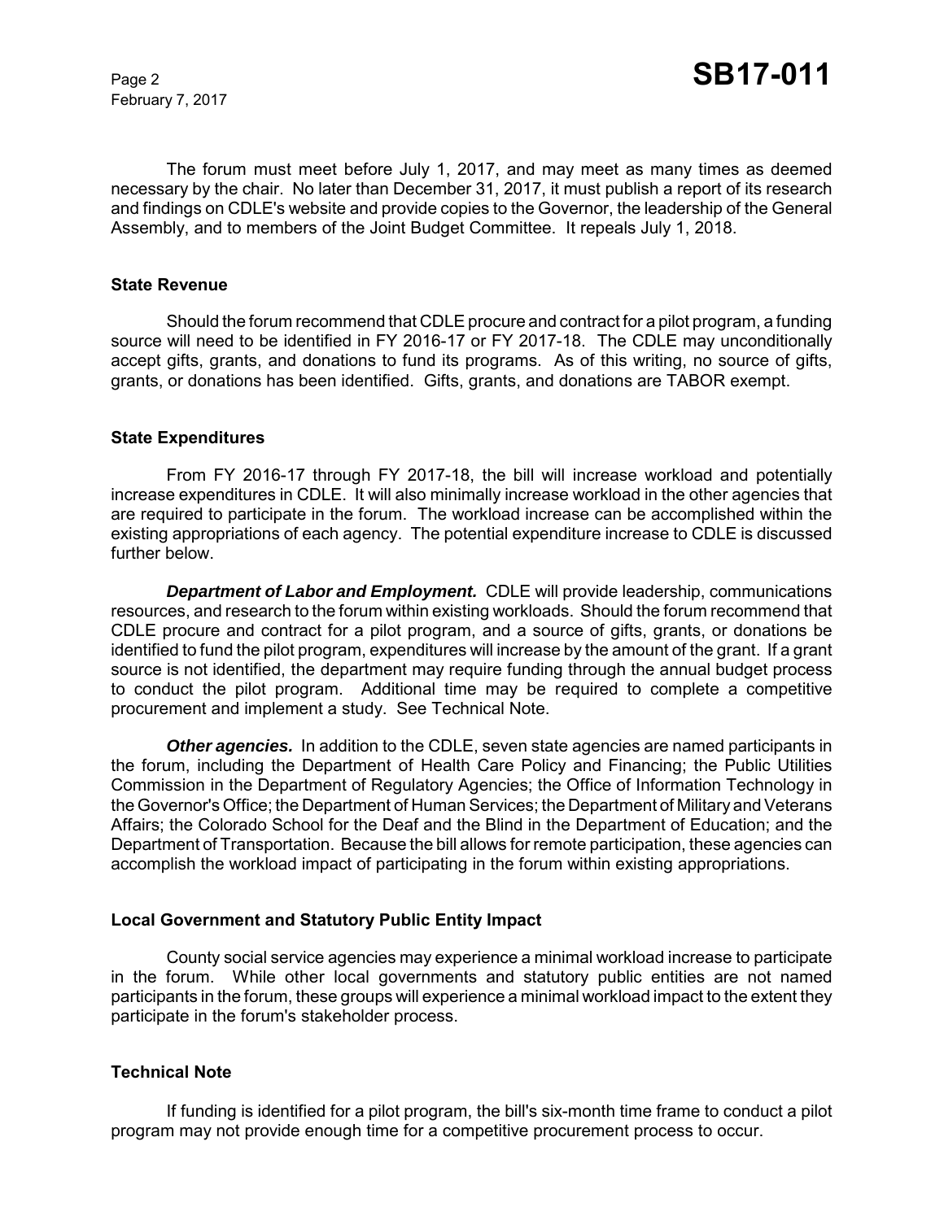The forum must meet before July 1, 2017, and may meet as many times as deemed necessary by the chair. No later than December 31, 2017, it must publish a report of its research and findings on CDLE's website and provide copies to the Governor, the leadership of the General Assembly, and to members of the Joint Budget Committee. It repeals July 1, 2018.

### State Revenue

Should the forum recommend that CDLE procure and contract for a pilot program, a funding source will need to be identified in FY 2016-17 or FY 2017-18. The CDLE may unconditionally accept gifts, grants, and donations to fund its programs. As of this writing, no source of gifts, grants, or donations has been identified. Gifts, grants, and donations are TABOR exempt.

### State Expenditures

From FY 2016-17 through FY 2017-18, the bill will increase workload and potentially increase expenditures in CDLE. It will also minimally increase workload in the other agencies that are required to participate in the forum. The workload increase can be accomplished within the existing appropriations of each agency. The potential expenditure increase to CDLE is discussed further below.

***Department of Labor and Employment.*** CDLE will provide leadership, communications resources, and research to the forum within existing workloads. Should the forum recommend that CDLE procure and contract for a pilot program, and a source of gifts, grants, or donations be identified to fund the pilot program, expenditures will increase by the amount of the grant. If a grant source is not identified, the department may require funding through the annual budget process to conduct the pilot program. Additional time may be required to complete a competitive procurement and implement a study. See Technical Note.

***Other agencies.*** In addition to the CDLE, seven state agencies are named participants in the forum, including the Department of Health Care Policy and Financing; the Public Utilities Commission in the Department of Regulatory Agencies; the Office of Information Technology in the Governor's Office; the Department of Human Services; the Department of Military and Veterans Affairs; the Colorado School for the Deaf and the Blind in the Department of Education; and the Department of Transportation. Because the bill allows for remote participation, these agencies can accomplish the workload impact of participating in the forum within existing appropriations.

### Local Government and Statutory Public Entity Impact

County social service agencies may experience a minimal workload increase to participate in the forum. While other local governments and statutory public entities are not named participants in the forum, these groups will experience a minimal workload impact to the extent they participate in the forum's stakeholder process.

### Technical Note

If funding is identified for a pilot program, the bill's six-month time frame to conduct a pilot program may not provide enough time for a competitive procurement process to occur.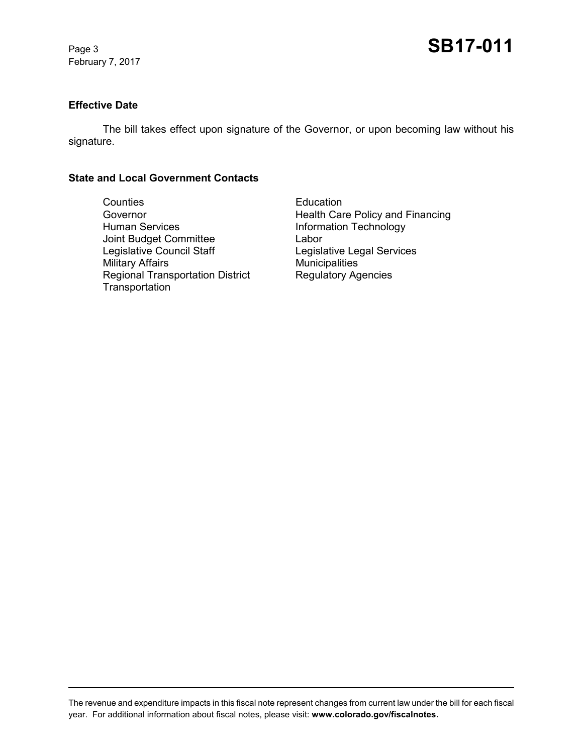### Effective Date

The bill takes effect upon signature of the Governor, or upon becoming law without his signature.

### State and Local Government Contacts

| | |
|---|---|
| Counties | Education |
| Governor | Health Care Policy and Financing |
| Human Services | Information Technology |
| Joint Budget Committee | Labor |
| Legislative Council Staff | Legislative Legal Services |
| Military Affairs | Municipalities |
| Regional Transportation District | Regulatory Agencies |
| Transportation | |

The revenue and expenditure impacts in this fiscal note represent changes from current law under the bill for each fiscal year. For additional information about fiscal notes, please visit: **www.colorado.gov/fiscalnotes.**